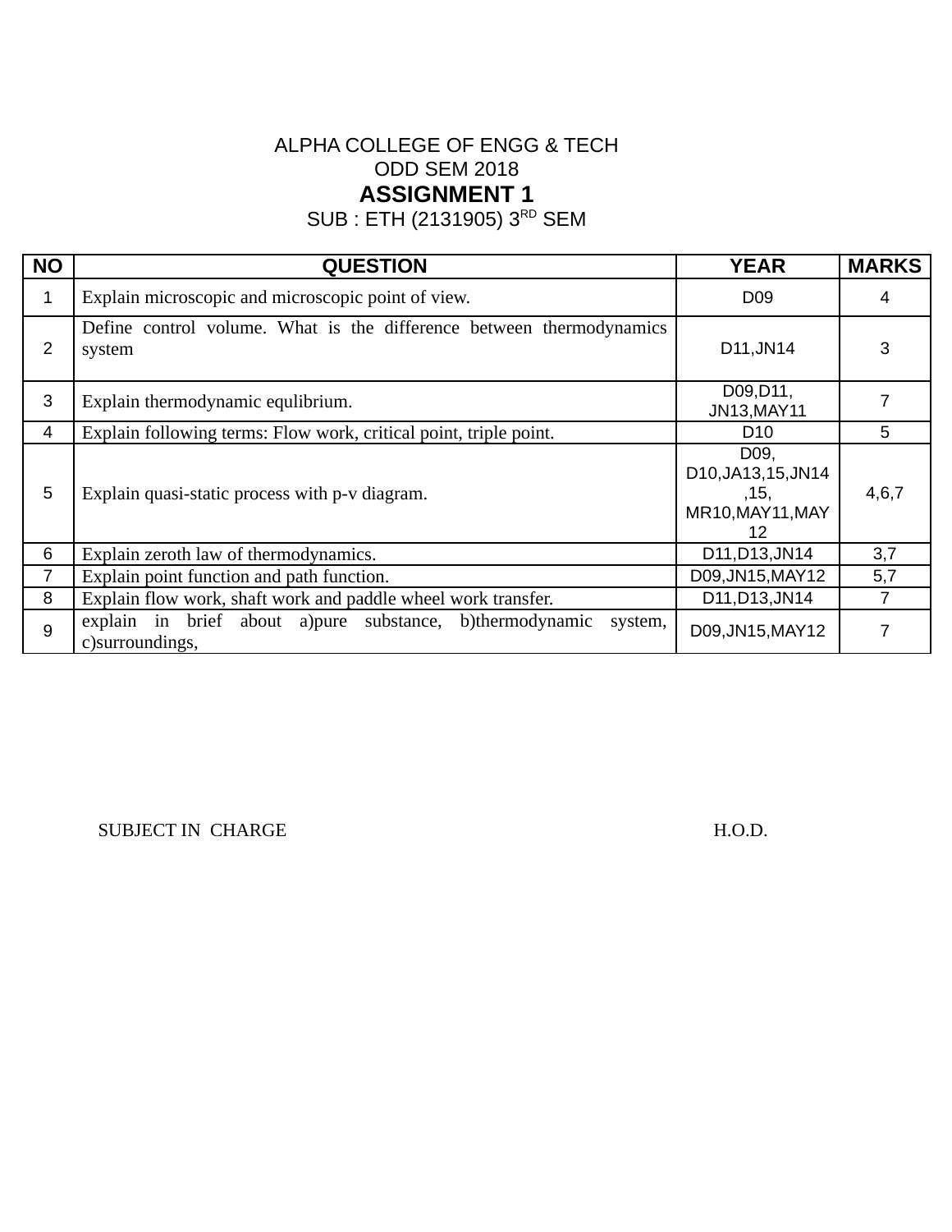ALPHA COLLEGE OF ENGG & TECH

ODD SEM 2018

**ASSIGNMENT 1**

SUB : ETH (2131905) 3RD SEM

| NO | QUESTION | YEAR | MARKS |
|---|---|---|---|
| 1 | Explain microscopic and microscopic point of view. | D09 | 4 |
| 2 | Define control volume. What is the difference between thermodynamics system | D11,JN14 | 3 |
| 3 | Explain thermodynamic equlibrium. | D09,D11, JN13,MAY11 | 7 |
| 4 | Explain following terms: Flow work, critical point, triple point. | D10 | 5 |
| 5 | Explain quasi-static process with p-v diagram. | D09, D10,JA13,15,JN14 ,15, MR10,MAY11,MAY 12 | 4,6,7 |
| 6 | Explain zeroth law of thermodynamics. | D11,D13,JN14 | 3,7 |
| 7 | Explain point function and path function. | D09,JN15,MAY12 | 5,7 |
| 8 | Explain flow work, shaft work and paddle wheel work transfer. | D11,D13,JN14 | 7 |
| 9 | explain in brief about a)pure substance, b)thermodynamic system, c)surroundings, | D09,JN15,MAY12 | 7 |

SUBJECT IN CHARGE H.O.D.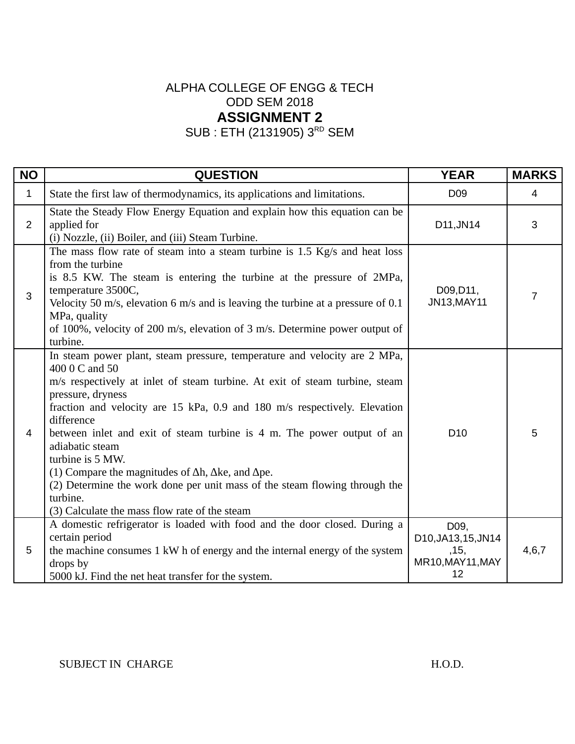ALPHA COLLEGE OF ENGG & TECH

ODD SEM 2018

# ASSIGNMENT 2

SUB : ETH (2131905) 3RD SEM

| NO | QUESTION | YEAR | MARKS |
|---|---|---|---|
| 1 | State the first law of thermodynamics, its applications and limitations. | D09 | 4 |
| 2 | State the Steady Flow Energy Equation and explain how this equation can be applied for (i) Nozzle, (ii) Boiler, and (iii) Steam Turbine. | D11,JN14 | 3 |
| 3 | The mass flow rate of steam into a steam turbine is 1.5 Kg/s and heat loss from the turbine is 8.5 KW. The steam is entering the turbine at the pressure of 2MPa, temperature 3500C, Velocity 50 m/s, elevation 6 m/s and is leaving the turbine at a pressure of 0.1 MPa, quality of 100%, velocity of 200 m/s, elevation of 3 m/s. Determine power output of turbine. | D09,D11, JN13,MAY11 | 7 |
| 4 | In steam power plant, steam pressure, temperature and velocity are 2 MPa, 400 0 C and 50 m/s respectively at inlet of steam turbine. At exit of steam turbine, steam pressure, dryness fraction and velocity are 15 kPa, 0.9 and 180 m/s respectively. Elevation difference between inlet and exit of steam turbine is 4 m. The power output of an adiabatic steam turbine is 5 MW.<br>(1) Compare the magnitudes of Δh, Δke, and Δpe.<br>(2) Determine the work done per unit mass of the steam flowing through the turbine.<br>(3) Calculate the mass flow rate of the steam | D10 | 5 |
| 5 | A domestic refrigerator is loaded with food and the door closed. During a certain period the machine consumes 1 kW h of energy and the internal energy of the system drops by 5000 kJ. Find the net heat transfer for the system. | D09, D10,JA13,15,JN14,15, MR10,MAY11,MAY12 | 4,6,7 |

SUBJECT IN CHARGE H.O.D.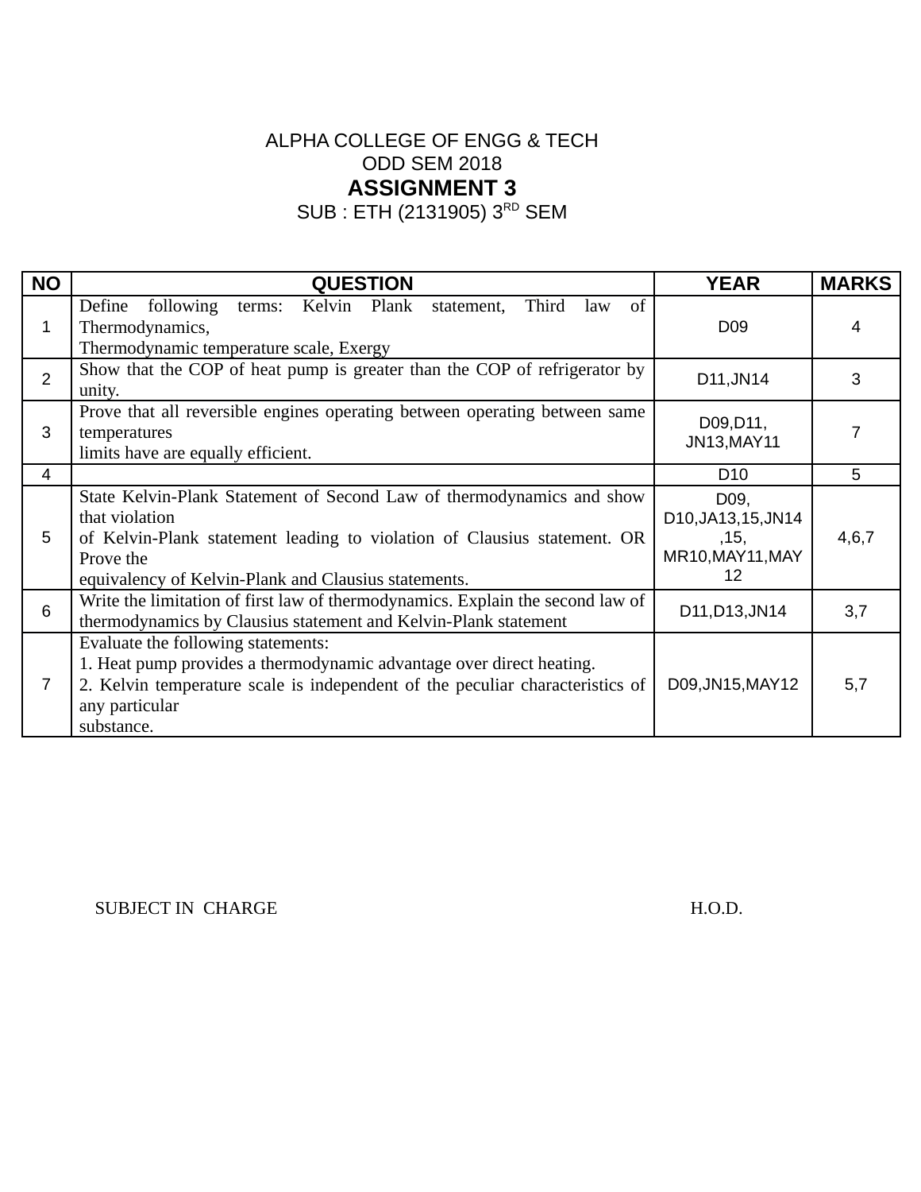ALPHA COLLEGE OF ENGG & TECH

ODD SEM 2018

**ASSIGNMENT 3**

SUB : ETH (2131905) 3RD SEM

| NO | QUESTION | YEAR | MARKS |
|---|---|---|---|
| 1 | Define following terms: Kelvin Plank statement, Third law of Thermodynamics, Thermodynamic temperature scale, Exergy | D09 | 4 |
| 2 | Show that the COP of heat pump is greater than the COP of refrigerator by unity. | D11,JN14 | 3 |
| 3 | Prove that all reversible engines operating between operating between same temperatures limits have are equally efficient. | D09,D11, JN13,MAY11 | 7 |
| 4 | | D10 | 5 |
| 5 | State Kelvin-Plank Statement of Second Law of thermodynamics and show that violation of Kelvin-Plank statement leading to violation of Clausius statement. OR Prove the equivalency of Kelvin-Plank and Clausius statements. | D09, D10,JA13,15,JN14,15, MR10,MAY11,MAY12 | 4,6,7 |
| 6 | Write the limitation of first law of thermodynamics. Explain the second law of thermodynamics by Clausius statement and Kelvin-Plank statement | D11,D13,JN14 | 3,7 |
| 7 | Evaluate the following statements:<br>1. Heat pump provides a thermodynamic advantage over direct heating.<br>2. Kelvin temperature scale is independent of the peculiar characteristics of any particular substance. | D09,JN15,MAY12 | 5,7 |

SUBJECT IN CHARGE H.O.D.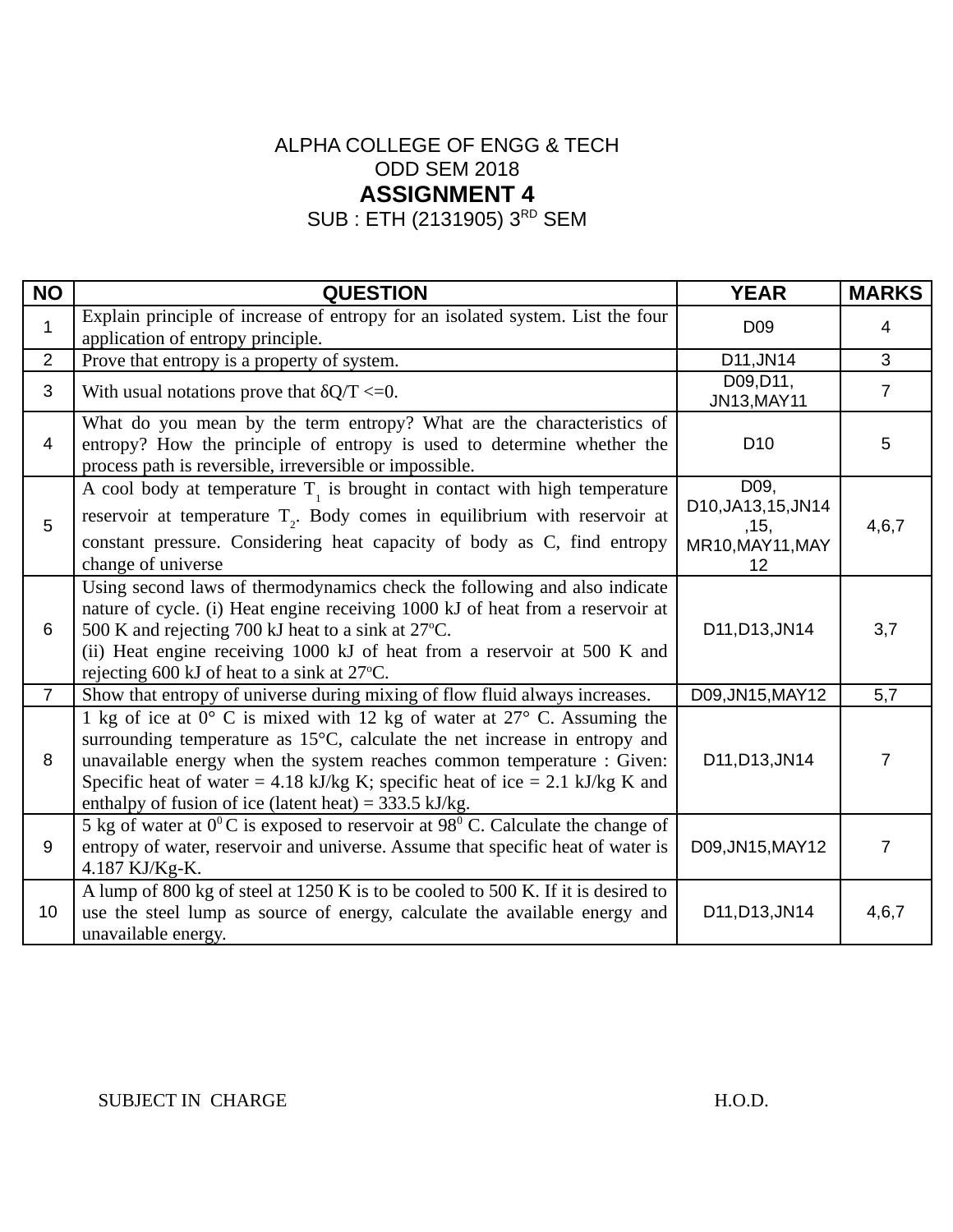ALPHA COLLEGE OF ENGG & TECH

ODD SEM 2018

## ASSIGNMENT 4

SUB : ETH (2131905) 3RD SEM

| NO | QUESTION | YEAR | MARKS |
|---|---|---|---|
| 1 | Explain principle of increase of entropy for an isolated system. List the four application of entropy principle. | D09 | 4 |
| 2 | Prove that entropy is a property of system. | D11,JN14 | 3 |
| 3 | With usual notations prove that $\delta Q/T <= 0$. | D09,D11, JN13,MAY11 | 7 |
| 4 | What do you mean by the term entropy? What are the characteristics of entropy? How the principle of entropy is used to determine whether the process path is reversible, irreversible or impossible. | D10 | 5 |
| 5 | A cool body at temperature $T_1$ is brought in contact with high temperature reservoir at temperature $T_2$. Body comes in equilibrium with reservoir at constant pressure. Considering heat capacity of body as C, find entropy change of universe | D09, D10,JA13,15,JN14,15, MR10,MAY11,MAY12 | 4,6,7 |
| 6 | Using second laws of thermodynamics check the following and also indicate nature of cycle. (i) Heat engine receiving 1000 kJ of heat from a reservoir at 500 K and rejecting 700 kJ heat to a sink at 27$^o$C. (ii) Heat engine receiving 1000 kJ of heat from a reservoir at 500 K and rejecting 600 kJ of heat to a sink at 27$^o$C. | D11,D13,JN14 | 3,7 |
| 7 | Show that entropy of universe during mixing of flow fluid always increases. | D09,JN15,MAY12 | 5,7 |
| 8 | 1 kg of ice at 0° C is mixed with 12 kg of water at 27° C. Assuming the surrounding temperature as 15°C, calculate the net increase in entropy and unavailable energy when the system reaches common temperature : Given: Specific heat of water = 4.18 kJ/kg K; specific heat of ice = 2.1 kJ/kg K and enthalpy of fusion of ice (latent heat) = 333.5 kJ/kg. | D11,D13,JN14 | 7 |
| 9 | 5 kg of water at $0^0$ C is exposed to reservoir at $98^0$ C. Calculate the change of entropy of water, reservoir and universe. Assume that specific heat of water is 4.187 KJ/Kg-K. | D09,JN15,MAY12 | 7 |
| 10 | A lump of 800 kg of steel at 1250 K is to be cooled to 500 K. If it is desired to use the steel lump as source of energy, calculate the available energy and unavailable energy. | D11,D13,JN14 | 4,6,7 |

SUBJECT IN CHARGE H.O.D.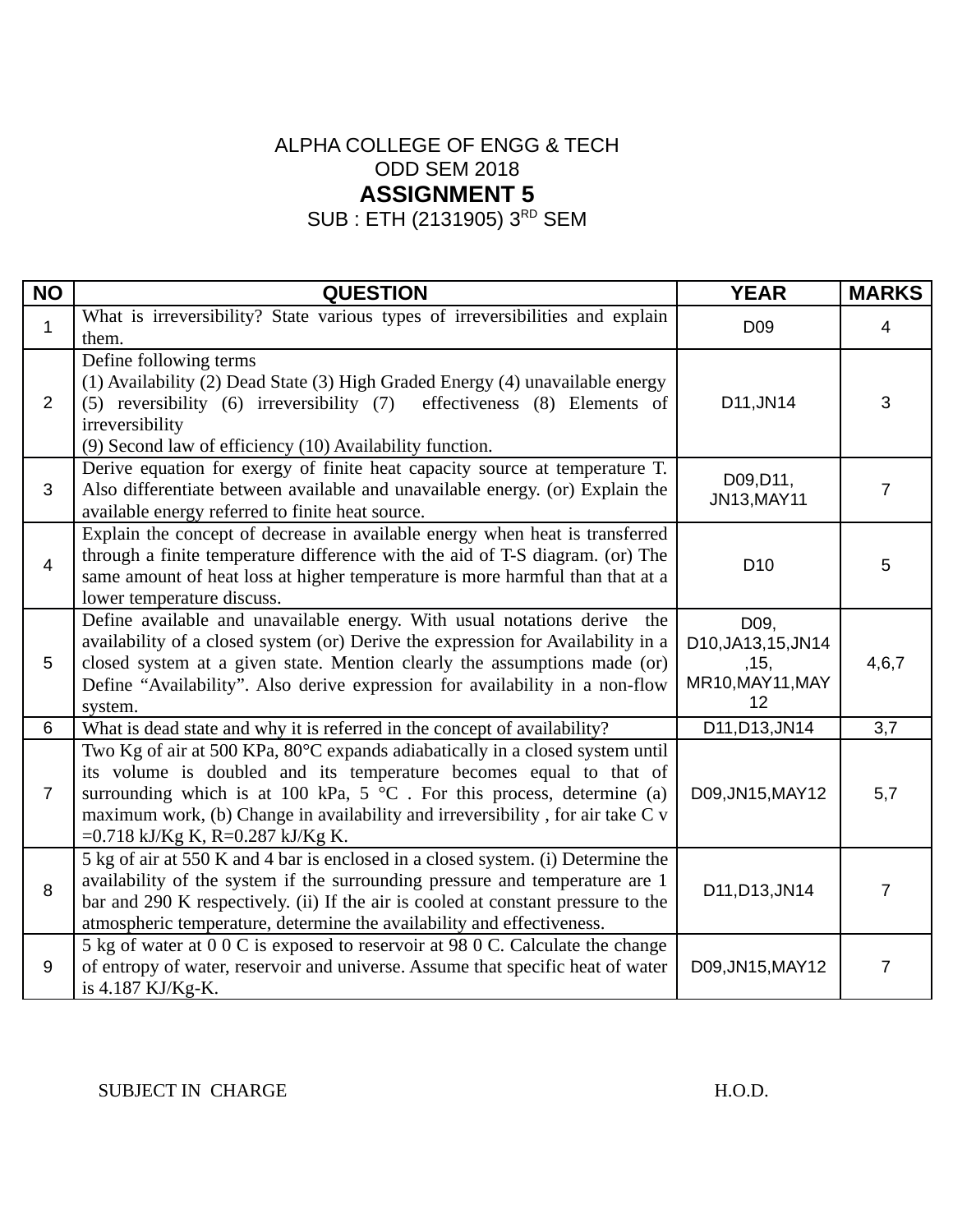ALPHA COLLEGE OF ENGG & TECH

ODD SEM 2018

# ASSIGNMENT 5

SUB : ETH (2131905) 3RD SEM

| NO | QUESTION | YEAR | MARKS |
|---|---|---|---|
| 1 | What is irreversibility? State various types of irreversibilities and explain them. | D09 | 4 |
| 2 | Define following terms (1) Availability (2) Dead State (3) High Graded Energy (4) unavailable energy (5) reversibility (6) irreversibility (7) effectiveness (8) Elements of irreversibility (9) Second law of efficiency (10) Availability function. | D11,JN14 | 3 |
| 3 | Derive equation for exergy of finite heat capacity source at temperature T. Also differentiate between available and unavailable energy. (or) Explain the available energy referred to finite heat source. | D09,D11, JN13,MAY11 | 7 |
| 4 | Explain the concept of decrease in available energy when heat is transferred through a finite temperature difference with the aid of T-S diagram. (or) The same amount of heat loss at higher temperature is more harmful than that at a lower temperature discuss. | D10 | 5 |
| 5 | Define available and unavailable energy. With usual notations derive the availability of a closed system (or) Derive the expression for Availability in a closed system at a given state. Mention clearly the assumptions made (or) Define "Availability". Also derive expression for availability in a non-flow system. | D09, D10,JA13,15,JN14,15, MR10,MAY11,MAY12 | 4,6,7 |
| 6 | What is dead state and why it is referred in the concept of availability? | D11,D13,JN14 | 3,7 |
| 7 | Two Kg of air at 500 KPa, 80°C expands adiabatically in a closed system until its volume is doubled and its temperature becomes equal to that of surrounding which is at 100 kPa, 5 °C . For this process, determine (a) maximum work, (b) Change in availability and irreversibility , for air take $C_v$ =0.718 kJ/Kg K, R=0.287 kJ/Kg K. | D09,JN15,MAY12 | 5,7 |
| 8 | 5 kg of air at 550 K and 4 bar is enclosed in a closed system. (i) Determine the availability of the system if the surrounding pressure and temperature are 1 bar and 290 K respectively. (ii) If the air is cooled at constant pressure to the atmospheric temperature, determine the availability and effectiveness. | D11,D13,JN14 | 7 |
| 9 | 5 kg of water at 0 0 C is exposed to reservoir at 98 0 C. Calculate the change of entropy of water, reservoir and universe. Assume that specific heat of water is 4.187 KJ/Kg-K. | D09,JN15,MAY12 | 7 |

SUBJECT IN CHARGE H.O.D.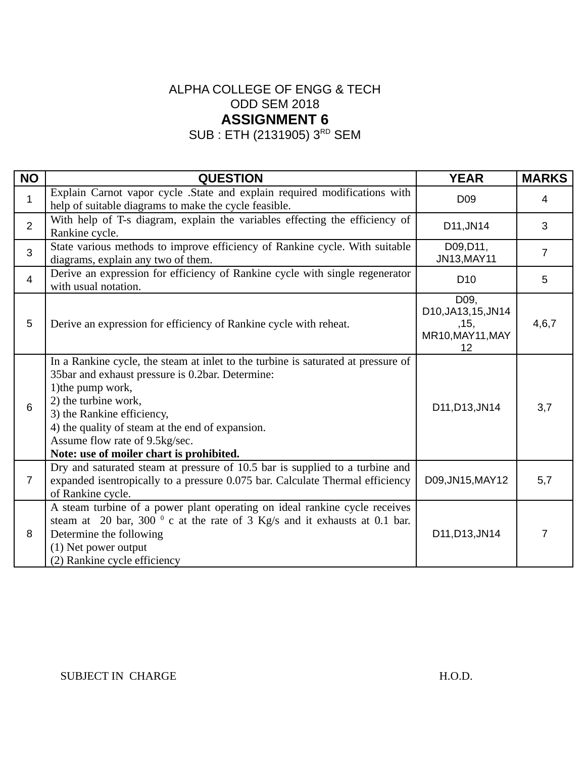ALPHA COLLEGE OF ENGG & TECH

ODD SEM 2018

# ASSIGNMENT 6

SUB : ETH (2131905) 3RD SEM

| NO | QUESTION | YEAR | MARKS |
|---|---|---|---|
| 1 | Explain Carnot vapor cycle .State and explain required modifications with help of suitable diagrams to make the cycle feasible. | D09 | 4 |
| 2 | With help of T-s diagram, explain the variables effecting the efficiency of Rankine cycle. | D11,JN14 | 3 |
| 3 | State various methods to improve efficiency of Rankine cycle. With suitable diagrams, explain any two of them. | D09,D11, JN13,MAY11 | 7 |
| 4 | Derive an expression for efficiency of Rankine cycle with single regenerator with usual notation. | D10 | 5 |
| 5 | Derive an expression for efficiency of Rankine cycle with reheat. | D09, D10,JA13,15,JN14,15, MR10,MAY11,MAY12 | 4,6,7 |
| 6 | In a Rankine cycle, the steam at inlet to the turbine is saturated at pressure of 35bar and exhaust pressure is 0.2bar. Determine:<br>1)the pump work,<br>2) the turbine work,<br>3) the Rankine efficiency,<br>4) the quality of steam at the end of expansion.<br>Assume flow rate of 9.5kg/sec.<br>**Note: use of moiler chart is prohibited.** | D11,D13,JN14 | 3,7 |
| 7 | Dry and saturated steam at pressure of 10.5 bar is supplied to a turbine and expanded isentropically to a pressure 0.075 bar. Calculate Thermal efficiency of Rankine cycle. | D09,JN15,MAY12 | 5,7 |
| 8 | A steam turbine of a power plant operating on ideal rankine cycle receives steam at 20 bar, 300 $^0$ c at the rate of 3 Kg/s and it exhausts at 0.1 bar. Determine the following<br>(1) Net power output<br>(2) Rankine cycle efficiency | D11,D13,JN14 | 7 |

SUBJECT IN CHARGE H.O.D.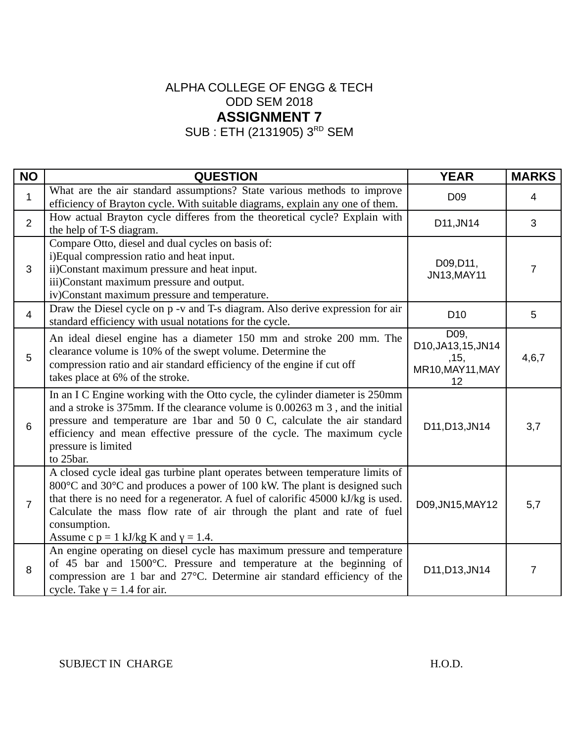ALPHA COLLEGE OF ENGG & TECH

ODD SEM 2018

# ASSIGNMENT 7

SUB : ETH (2131905) 3RD SEM

| NO | QUESTION | YEAR | MARKS |
|---|---|---|---|
| 1 | What are the air standard assumptions? State various methods to improve efficiency of Brayton cycle. With suitable diagrams, explain any one of them. | D09 | 4 |
| 2 | How actual Brayton cycle differes from the theoretical cycle? Explain with the help of T-S diagram. | D11,JN14 | 3 |
| 3 | Compare Otto, diesel and dual cycles on basis of:<br>i)Equal compression ratio and heat input.<br>ii)Constant maximum pressure and heat input.<br>iii)Constant maximum pressure and output.<br>iv)Constant maximum pressure and temperature. | D09,D11, JN13,MAY11 | 7 |
| 4 | Draw the Diesel cycle on p -v and T-s diagram. Also derive expression for air standard efficiency with usual notations for the cycle. | D10 | 5 |
| 5 | An ideal diesel engine has a diameter 150 mm and stroke 200 mm. The clearance volume is 10% of the swept volume. Determine the compression ratio and air standard efficiency of the engine if cut off takes place at 6% of the stroke. | D09, D10,JA13,15,JN14 ,15, MR10,MAY11,MAY 12 | 4,6,7 |
| 6 | In an I C Engine working with the Otto cycle, the cylinder diameter is 250mm and a stroke is 375mm. If the clearance volume is 0.00263 m 3 , and the initial pressure and temperature are 1bar and 50 0 C, calculate the air standard efficiency and mean effective pressure of the cycle. The maximum cycle pressure is limited to 25bar. | D11,D13,JN14 | 3,7 |
| 7 | A closed cycle ideal gas turbine plant operates between temperature limits of 800°C and 30°C and produces a power of 100 kW. The plant is designed such that there is no need for a regenerator. A fuel of calorific 45000 kJ/kg is used. Calculate the mass flow rate of air through the plant and rate of fuel consumption.<br>Assume c p = 1 kJ/kg K and γ = 1.4. | D09,JN15,MAY12 | 5,7 |
| 8 | An engine operating on diesel cycle has maximum pressure and temperature of 45 bar and 1500°C. Pressure and temperature at the beginning of compression are 1 bar and 27°C. Determine air standard efficiency of the cycle. Take γ = 1.4 for air. | D11,D13,JN14 | 7 |

SUBJECT IN CHARGE H.O.D.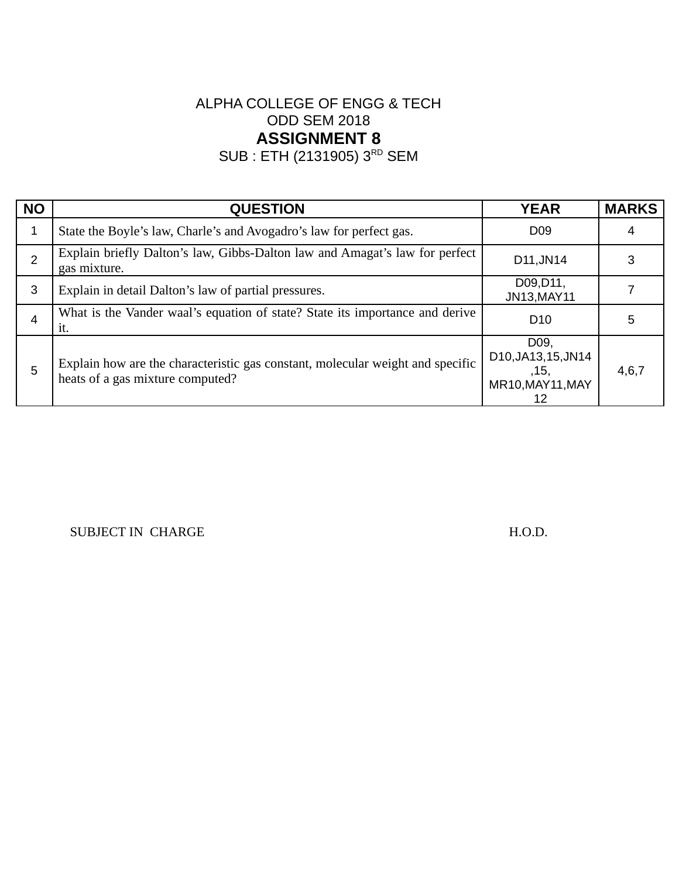ALPHA COLLEGE OF ENGG & TECH

ODD SEM 2018

# ASSIGNMENT 8

SUB : ETH (2131905) 3RD SEM

| NO | QUESTION | YEAR | MARKS |
|---|---|---|---|
| 1 | State the Boyle's law, Charle's and Avogadro's law for perfect gas. | D09 | 4 |
| 2 | Explain briefly Dalton's law, Gibbs-Dalton law and Amagat's law for perfect gas mixture. | D11,JN14 | 3 |
| 3 | Explain in detail Dalton's law of partial pressures. | D09,D11, JN13,MAY11 | 7 |
| 4 | What is the Vander waal's equation of state? State its importance and derive it. | D10 | 5 |
| 5 | Explain how are the characteristic gas constant, molecular weight and specific heats of a gas mixture computed? | D09, D10,JA13,15,JN14 ,15, MR10,MAY11,MAY 12 | 4,6,7 |

SUBJECT IN CHARGE H.O.D.